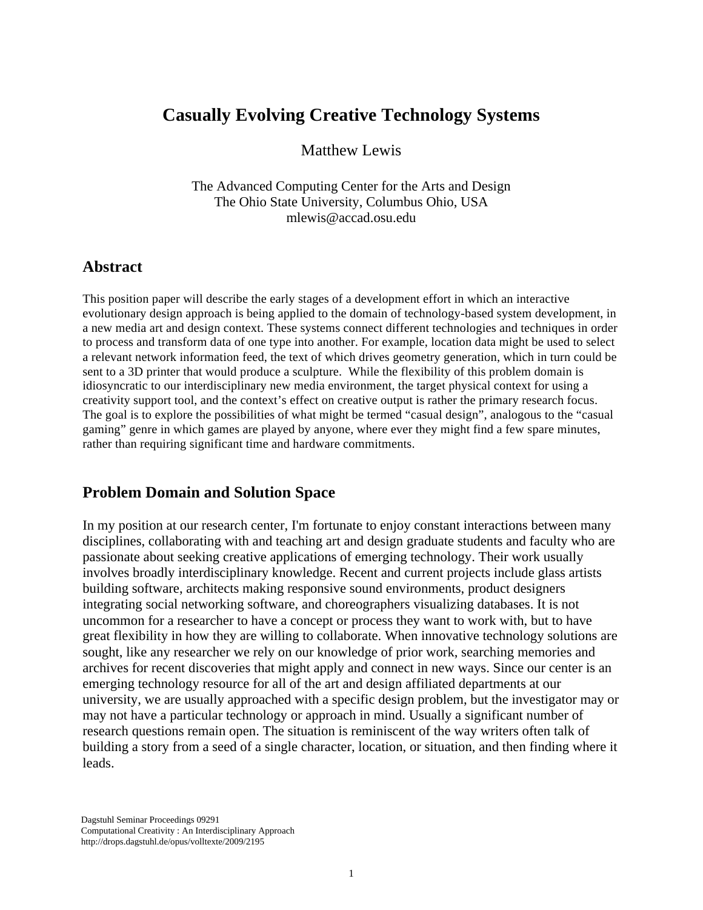# Casually Evolving Creative Technology Systems

Matthew Lewis

The Advanced Computing Center for the Arts and Design
The Ohio State University, Columbus Ohio, USA
mlewis@accad.osu.edu

## Abstract

This position paper will describe the early stages of a development effort in which an interactive evolutionary design approach is being applied to the domain of technology-based system development, in a new media art and design context. These systems connect different technologies and techniques in order to process and transform data of one type into another. For example, location data might be used to select a relevant network information feed, the text of which drives geometry generation, which in turn could be sent to a 3D printer that would produce a sculpture. While the flexibility of this problem domain is idiosyncratic to our interdisciplinary new media environment, the target physical context for using a creativity support tool, and the context's effect on creative output is rather the primary research focus. The goal is to explore the possibilities of what might be termed "casual design", analogous to the "casual gaming" genre in which games are played by anyone, where ever they might find a few spare minutes, rather than requiring significant time and hardware commitments.

## Problem Domain and Solution Space

In my position at our research center, I'm fortunate to enjoy constant interactions between many disciplines, collaborating with and teaching art and design graduate students and faculty who are passionate about seeking creative applications of emerging technology. Their work usually involves broadly interdisciplinary knowledge. Recent and current projects include glass artists building software, architects making responsive sound environments, product designers integrating social networking software, and choreographers visualizing databases. It is not uncommon for a researcher to have a concept or process they want to work with, but to have great flexibility in how they are willing to collaborate. When innovative technology solutions are sought, like any researcher we rely on our knowledge of prior work, searching memories and archives for recent discoveries that might apply and connect in new ways. Since our center is an emerging technology resource for all of the art and design affiliated departments at our university, we are usually approached with a specific design problem, but the investigator may or may not have a particular technology or approach in mind. Usually a significant number of research questions remain open. The situation is reminiscent of the way writers often talk of building a story from a seed of a single character, location, or situation, and then finding where it leads.

Dagstuhl Seminar Proceedings 09291
Computational Creativity : An Interdisciplinary Approach
http://drops.dagstuhl.de/opus/volltexte/2009/2195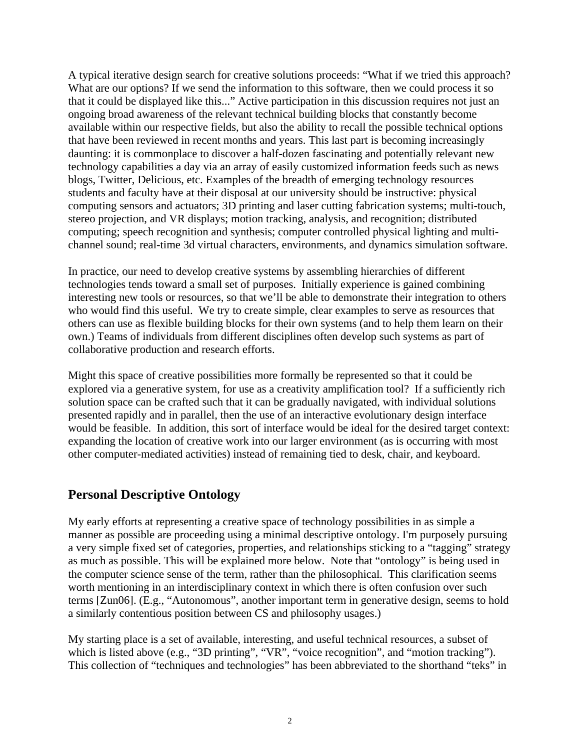A typical iterative design search for creative solutions proceeds: "What if we tried this approach? What are our options? If we send the information to this software, then we could process it so that it could be displayed like this..." Active participation in this discussion requires not just an ongoing broad awareness of the relevant technical building blocks that constantly become available within our respective fields, but also the ability to recall the possible technical options that have been reviewed in recent months and years. This last part is becoming increasingly daunting: it is commonplace to discover a half-dozen fascinating and potentially relevant new technology capabilities a day via an array of easily customized information feeds such as news blogs, Twitter, Delicious, etc. Examples of the breadth of emerging technology resources students and faculty have at their disposal at our university should be instructive: physical computing sensors and actuators; 3D printing and laser cutting fabrication systems; multi-touch, stereo projection, and VR displays; motion tracking, analysis, and recognition; distributed computing; speech recognition and synthesis; computer controlled physical lighting and multi-channel sound; real-time 3d virtual characters, environments, and dynamics simulation software.

In practice, our need to develop creative systems by assembling hierarchies of different technologies tends toward a small set of purposes. Initially experience is gained combining interesting new tools or resources, so that we'll be able to demonstrate their integration to others who would find this useful. We try to create simple, clear examples to serve as resources that others can use as flexible building blocks for their own systems (and to help them learn on their own.) Teams of individuals from different disciplines often develop such systems as part of collaborative production and research efforts.

Might this space of creative possibilities more formally be represented so that it could be explored via a generative system, for use as a creativity amplification tool? If a sufficiently rich solution space can be crafted such that it can be gradually navigated, with individual solutions presented rapidly and in parallel, then the use of an interactive evolutionary design interface would be feasible. In addition, this sort of interface would be ideal for the desired target context: expanding the location of creative work into our larger environment (as is occurring with most other computer-mediated activities) instead of remaining tied to desk, chair, and keyboard.

## Personal Descriptive Ontology

My early efforts at representing a creative space of technology possibilities in as simple a manner as possible are proceeding using a minimal descriptive ontology. I'm purposely pursuing a very simple fixed set of categories, properties, and relationships sticking to a "tagging" strategy as much as possible. This will be explained more below. Note that "ontology" is being used in the computer science sense of the term, rather than the philosophical. This clarification seems worth mentioning in an interdisciplinary context in which there is often confusion over such terms [Zun06]. (E.g., "Autonomous", another important term in generative design, seems to hold a similarly contentious position between CS and philosophy usages.)

My starting place is a set of available, interesting, and useful technical resources, a subset of which is listed above (e.g., "3D printing", "VR", "voice recognition", and "motion tracking"). This collection of "techniques and technologies" has been abbreviated to the shorthand "teks" in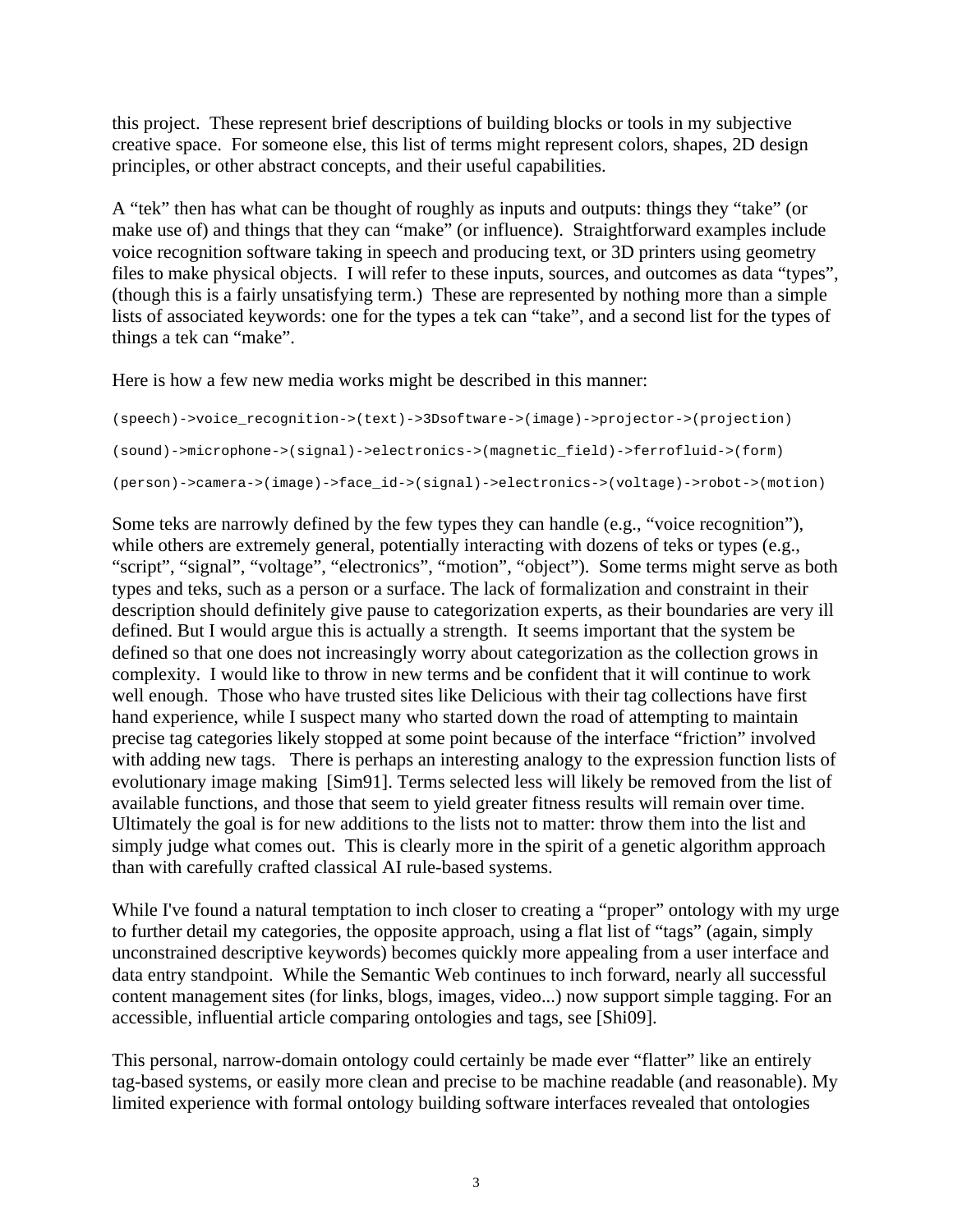this project. These represent brief descriptions of building blocks or tools in my subjective creative space. For someone else, this list of terms might represent colors, shapes, 2D design principles, or other abstract concepts, and their useful capabilities.

A "tek" then has what can be thought of roughly as inputs and outputs: things they "take" (or make use of) and things that they can "make" (or influence). Straightforward examples include voice recognition software taking in speech and producing text, or 3D printers using geometry files to make physical objects. I will refer to these inputs, sources, and outcomes as data "types", (though this is a fairly unsatisfying term.) These are represented by nothing more than a simple lists of associated keywords: one for the types a tek can "take", and a second list for the types of things a tek can "make".

Here is how a few new media works might be described in this manner:

```
(speech)->voice_recognition->(text)->3Dsoftware->(image)->projector->(projection)

(sound)->microphone->(signal)->electronics->(magnetic_field)->ferrofluid->(form)

(person)->camera->(image)->face_id->(signal)->electronics->(voltage)->robot->(motion)
```

Some teks are narrowly defined by the few types they can handle (e.g., "voice recognition"), while others are extremely general, potentially interacting with dozens of teks or types (e.g., "script", "signal", "voltage", "electronics", "motion", "object"). Some terms might serve as both types and teks, such as a person or a surface. The lack of formalization and constraint in their description should definitely give pause to categorization experts, as their boundaries are very ill defined. But I would argue this is actually a strength. It seems important that the system be defined so that one does not increasingly worry about categorization as the collection grows in complexity. I would like to throw in new terms and be confident that it will continue to work well enough. Those who have trusted sites like Delicious with their tag collections have first hand experience, while I suspect many who started down the road of attempting to maintain precise tag categories likely stopped at some point because of the interface "friction" involved with adding new tags. There is perhaps an interesting analogy to the expression function lists of evolutionary image making [Sim91]. Terms selected less will likely be removed from the list of available functions, and those that seem to yield greater fitness results will remain over time. Ultimately the goal is for new additions to the lists not to matter: throw them into the list and simply judge what comes out. This is clearly more in the spirit of a genetic algorithm approach than with carefully crafted classical AI rule-based systems.

While I've found a natural temptation to inch closer to creating a "proper" ontology with my urge to further detail my categories, the opposite approach, using a flat list of "tags" (again, simply unconstrained descriptive keywords) becomes quickly more appealing from a user interface and data entry standpoint. While the Semantic Web continues to inch forward, nearly all successful content management sites (for links, blogs, images, video...) now support simple tagging. For an accessible, influential article comparing ontologies and tags, see [Shi09].

This personal, narrow-domain ontology could certainly be made ever "flatter" like an entirely tag-based systems, or easily more clean and precise to be machine readable (and reasonable). My limited experience with formal ontology building software interfaces revealed that ontologies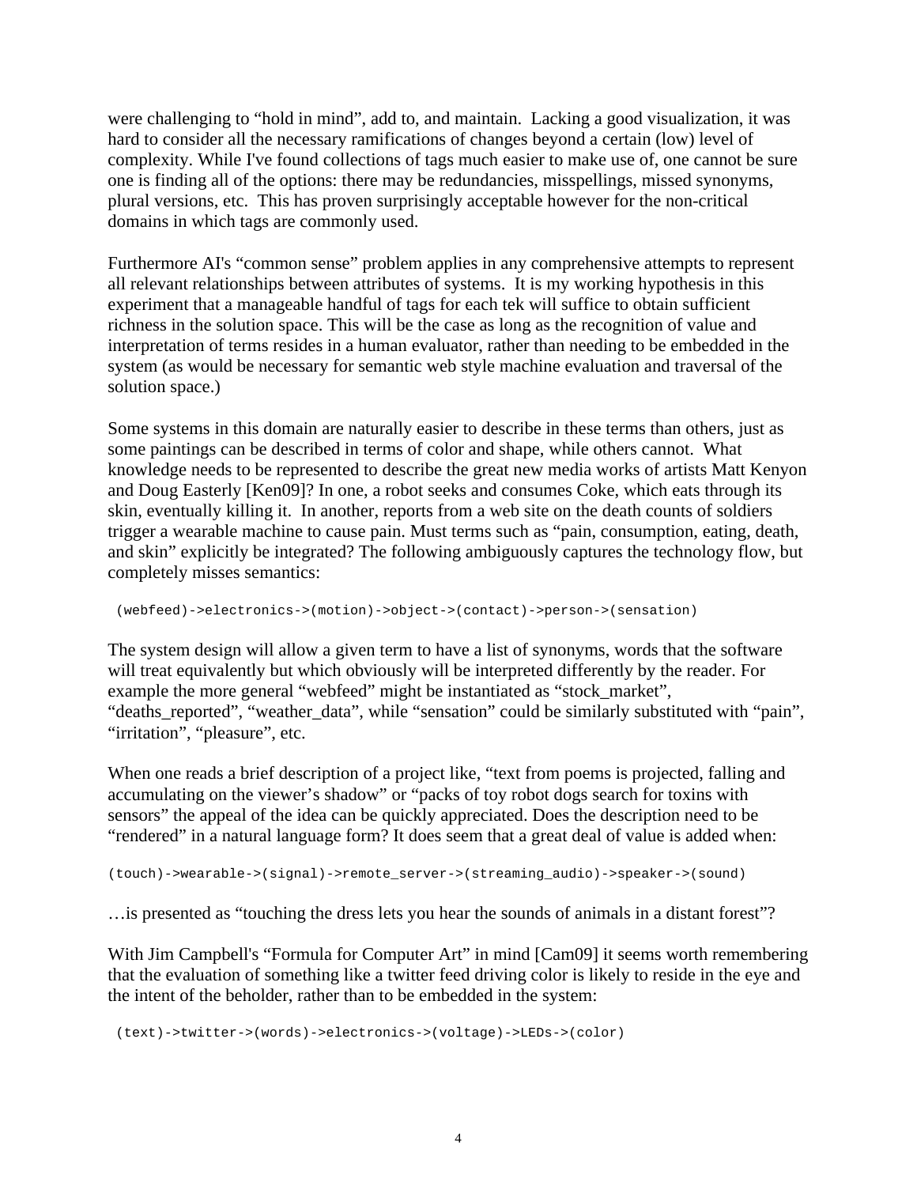were challenging to "hold in mind", add to, and maintain. Lacking a good visualization, it was hard to consider all the necessary ramifications of changes beyond a certain (low) level of complexity. While I've found collections of tags much easier to make use of, one cannot be sure one is finding all of the options: there may be redundancies, misspellings, missed synonyms, plural versions, etc. This has proven surprisingly acceptable however for the non-critical domains in which tags are commonly used.

Furthermore AI's "common sense" problem applies in any comprehensive attempts to represent all relevant relationships between attributes of systems. It is my working hypothesis in this experiment that a manageable handful of tags for each tek will suffice to obtain sufficient richness in the solution space. This will be the case as long as the recognition of value and interpretation of terms resides in a human evaluator, rather than needing to be embedded in the system (as would be necessary for semantic web style machine evaluation and traversal of the solution space.)

Some systems in this domain are naturally easier to describe in these terms than others, just as some paintings can be described in terms of color and shape, while others cannot. What knowledge needs to be represented to describe the great new media works of artists Matt Kenyon and Doug Easterly [Ken09]? In one, a robot seeks and consumes Coke, which eats through its skin, eventually killing it. In another, reports from a web site on the death counts of soldiers trigger a wearable machine to cause pain. Must terms such as "pain, consumption, eating, death, and skin" explicitly be integrated? The following ambiguously captures the technology flow, but completely misses semantics:

```
(webfeed)->electronics->(motion)->object->(contact)->person->(sensation)
```

The system design will allow a given term to have a list of synonyms, words that the software will treat equivalently but which obviously will be interpreted differently by the reader. For example the more general "webfeed" might be instantiated as "stock_market", "deaths_reported", "weather_data", while "sensation" could be similarly substituted with "pain", "irritation", "pleasure", etc.

When one reads a brief description of a project like, "text from poems is projected, falling and accumulating on the viewer's shadow" or "packs of toy robot dogs search for toxins with sensors" the appeal of the idea can be quickly appreciated. Does the description need to be "rendered" in a natural language form? It does seem that a great deal of value is added when:

```
(touch)->wearable->(signal)->remote_server->(streaming_audio)->speaker->(sound)
```

…is presented as "touching the dress lets you hear the sounds of animals in a distant forest"?

With Jim Campbell's "Formula for Computer Art" in mind [Cam09] it seems worth remembering that the evaluation of something like a twitter feed driving color is likely to reside in the eye and the intent of the beholder, rather than to be embedded in the system:

```
(text)->twitter->(words)->electronics->(voltage)->LEDs->(color)
```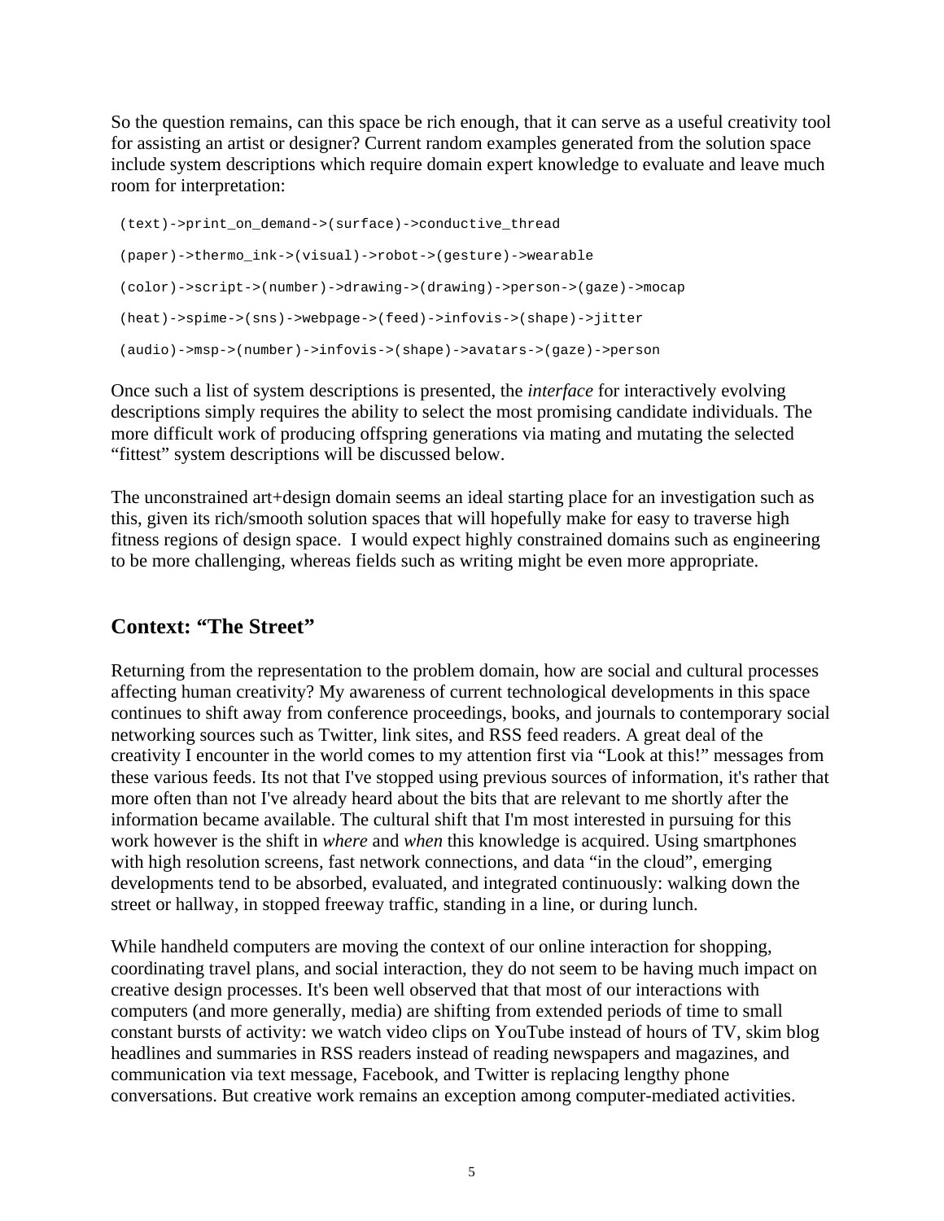So the question remains, can this space be rich enough, that it can serve as a useful creativity tool for assisting an artist or designer? Current random examples generated from the solution space include system descriptions which require domain expert knowledge to evaluate and leave much room for interpretation:

```
(text)->print_on_demand->(surface)->conductive_thread

(paper)->thermo_ink->(visual)->robot->(gesture)->wearable

(color)->script->(number)->drawing->(drawing)->person->(gaze)->mocap

(heat)->spime->(sns)->webpage->(feed)->infovis->(shape)->jitter

(audio)->msp->(number)->infovis->(shape)->avatars->(gaze)->person
```

Once such a list of system descriptions is presented, the *interface* for interactively evolving descriptions simply requires the ability to select the most promising candidate individuals. The more difficult work of producing offspring generations via mating and mutating the selected "fittest" system descriptions will be discussed below.

The unconstrained art+design domain seems an ideal starting place for an investigation such as this, given its rich/smooth solution spaces that will hopefully make for easy to traverse high fitness regions of design space. I would expect highly constrained domains such as engineering to be more challenging, whereas fields such as writing might be even more appropriate.

## Context: "The Street"

Returning from the representation to the problem domain, how are social and cultural processes affecting human creativity? My awareness of current technological developments in this space continues to shift away from conference proceedings, books, and journals to contemporary social networking sources such as Twitter, link sites, and RSS feed readers. A great deal of the creativity I encounter in the world comes to my attention first via "Look at this!" messages from these various feeds. Its not that I've stopped using previous sources of information, it's rather that more often than not I've already heard about the bits that are relevant to me shortly after the information became available. The cultural shift that I'm most interested in pursuing for this work however is the shift in *where* and *when* this knowledge is acquired. Using smartphones with high resolution screens, fast network connections, and data "in the cloud", emerging developments tend to be absorbed, evaluated, and integrated continuously: walking down the street or hallway, in stopped freeway traffic, standing in a line, or during lunch.

While handheld computers are moving the context of our online interaction for shopping, coordinating travel plans, and social interaction, they do not seem to be having much impact on creative design processes. It's been well observed that that most of our interactions with computers (and more generally, media) are shifting from extended periods of time to small constant bursts of activity: we watch video clips on YouTube instead of hours of TV, skim blog headlines and summaries in RSS readers instead of reading newspapers and magazines, and communication via text message, Facebook, and Twitter is replacing lengthy phone conversations. But creative work remains an exception among computer-mediated activities.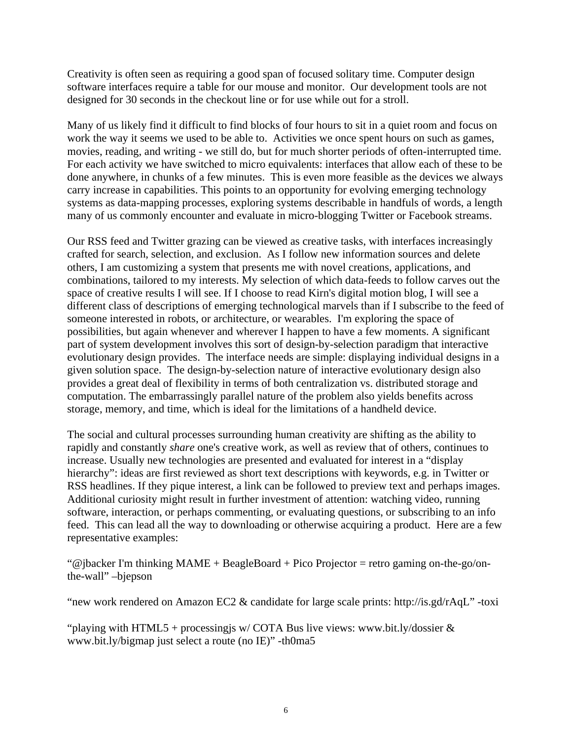Creativity is often seen as requiring a good span of focused solitary time. Computer design software interfaces require a table for our mouse and monitor. Our development tools are not designed for 30 seconds in the checkout line or for use while out for a stroll.

Many of us likely find it difficult to find blocks of four hours to sit in a quiet room and focus on work the way it seems we used to be able to. Activities we once spent hours on such as games, movies, reading, and writing - we still do, but for much shorter periods of often-interrupted time. For each activity we have switched to micro equivalents: interfaces that allow each of these to be done anywhere, in chunks of a few minutes. This is even more feasible as the devices we always carry increase in capabilities. This points to an opportunity for evolving emerging technology systems as data-mapping processes, exploring systems describable in handfuls of words, a length many of us commonly encounter and evaluate in micro-blogging Twitter or Facebook streams.

Our RSS feed and Twitter grazing can be viewed as creative tasks, with interfaces increasingly crafted for search, selection, and exclusion. As I follow new information sources and delete others, I am customizing a system that presents me with novel creations, applications, and combinations, tailored to my interests. My selection of which data-feeds to follow carves out the space of creative results I will see. If I choose to read Kirn's digital motion blog, I will see a different class of descriptions of emerging technological marvels than if I subscribe to the feed of someone interested in robots, or architecture, or wearables. I'm exploring the space of possibilities, but again whenever and wherever I happen to have a few moments. A significant part of system development involves this sort of design-by-selection paradigm that interactive evolutionary design provides. The interface needs are simple: displaying individual designs in a given solution space. The design-by-selection nature of interactive evolutionary design also provides a great deal of flexibility in terms of both centralization vs. distributed storage and computation. The embarrassingly parallel nature of the problem also yields benefits across storage, memory, and time, which is ideal for the limitations of a handheld device.

The social and cultural processes surrounding human creativity are shifting as the ability to rapidly and constantly *share* one's creative work, as well as review that of others, continues to increase. Usually new technologies are presented and evaluated for interest in a "display hierarchy": ideas are first reviewed as short text descriptions with keywords, e.g. in Twitter or RSS headlines. If they pique interest, a link can be followed to preview text and perhaps images. Additional curiosity might result in further investment of attention: watching video, running software, interaction, or perhaps commenting, or evaluating questions, or subscribing to an info feed. This can lead all the way to downloading or otherwise acquiring a product. Here are a few representative examples:

"@jbacker I'm thinking MAME + BeagleBoard + Pico Projector = retro gaming on-the-go/on-the-wall" –bjepson

"new work rendered on Amazon EC2 & candidate for large scale prints: http://is.gd/rAqL" -toxi

"playing with HTML5 + processingjs w/ COTA Bus live views: www.bit.ly/dossier & www.bit.ly/bigmap just select a route (no IE)" -th0ma5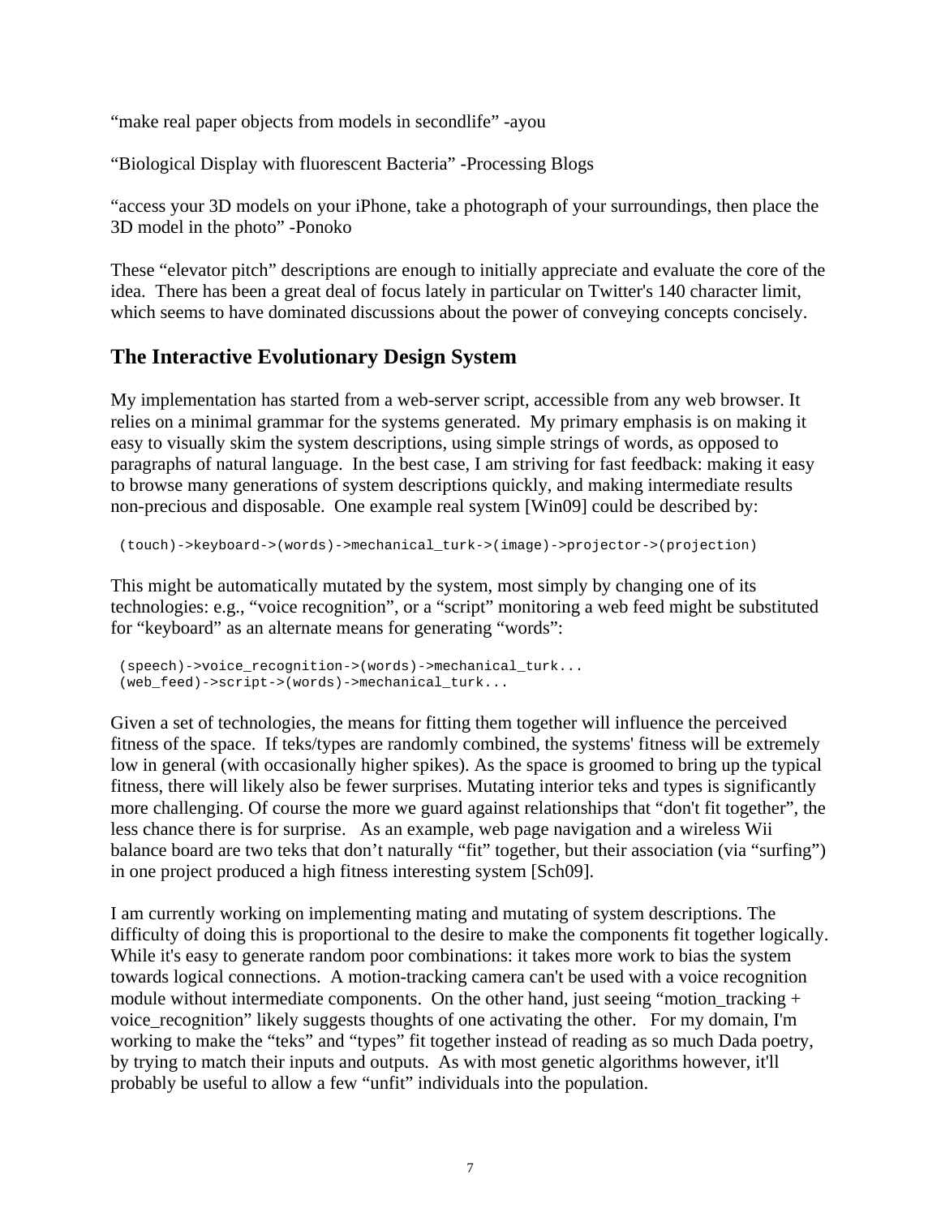“make real paper objects from models in secondlife” -ayou

“Biological Display with fluorescent Bacteria” -Processing Blogs

“access your 3D models on your iPhone, take a photograph of your surroundings, then place the 3D model in the photo” -Ponoko

These “elevator pitch” descriptions are enough to initially appreciate and evaluate the core of the idea. There has been a great deal of focus lately in particular on Twitter's 140 character limit, which seems to have dominated discussions about the power of conveying concepts concisely.

## The Interactive Evolutionary Design System

My implementation has started from a web-server script, accessible from any web browser. It relies on a minimal grammar for the systems generated. My primary emphasis is on making it easy to visually skim the system descriptions, using simple strings of words, as opposed to paragraphs of natural language. In the best case, I am striving for fast feedback: making it easy to browse many generations of system descriptions quickly, and making intermediate results non-precious and disposable. One example real system [Win09] could be described by:

```
(touch)->keyboard->(words)->mechanical_turk->(image)->projector->(projection)
```

This might be automatically mutated by the system, most simply by changing one of its technologies: e.g., “voice recognition”, or a “script” monitoring a web feed might be substituted for “keyboard” as an alternate means for generating “words”:

```
(speech)->voice_recognition->(words)->mechanical_turk...
(web_feed)->script->(words)->mechanical_turk...
```

Given a set of technologies, the means for fitting them together will influence the perceived fitness of the space. If teks/types are randomly combined, the systems' fitness will be extremely low in general (with occasionally higher spikes). As the space is groomed to bring up the typical fitness, there will likely also be fewer surprises. Mutating interior teks and types is significantly more challenging. Of course the more we guard against relationships that “don't fit together”, the less chance there is for surprise. As an example, web page navigation and a wireless Wii balance board are two teks that don’t naturally “fit” together, but their association (via “surfing”) in one project produced a high fitness interesting system [Sch09].

I am currently working on implementing mating and mutating of system descriptions. The difficulty of doing this is proportional to the desire to make the components fit together logically. While it's easy to generate random poor combinations: it takes more work to bias the system towards logical connections. A motion-tracking camera can't be used with a voice recognition module without intermediate components. On the other hand, just seeing “motion_tracking + voice_recognition” likely suggests thoughts of one activating the other. For my domain, I'm working to make the “teks” and “types” fit together instead of reading as so much Dada poetry, by trying to match their inputs and outputs. As with most genetic algorithms however, it'll probably be useful to allow a few “unfit” individuals into the population.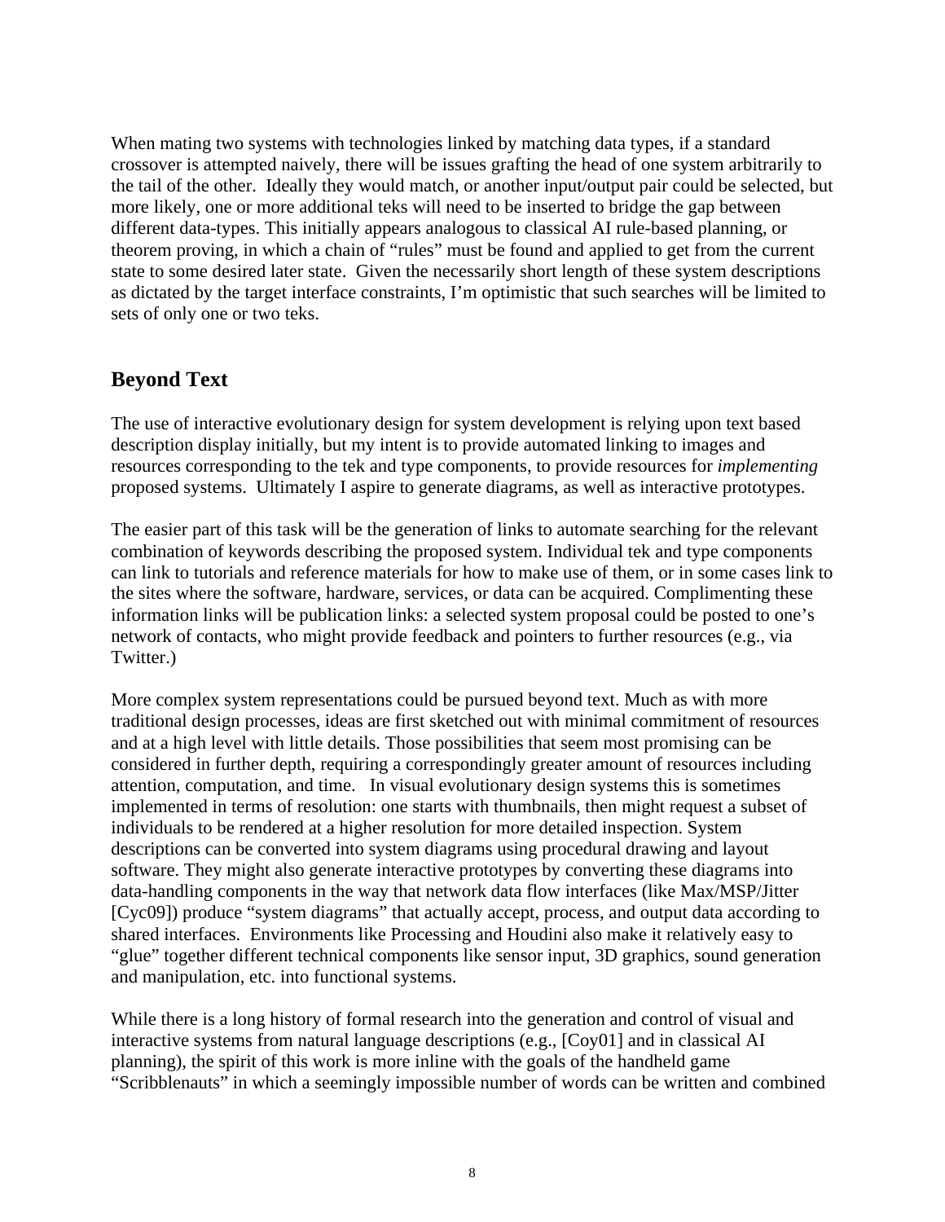When mating two systems with technologies linked by matching data types, if a standard crossover is attempted naively, there will be issues grafting the head of one system arbitrarily to the tail of the other. Ideally they would match, or another input/output pair could be selected, but more likely, one or more additional teks will need to be inserted to bridge the gap between different data-types. This initially appears analogous to classical AI rule-based planning, or theorem proving, in which a chain of "rules" must be found and applied to get from the current state to some desired later state. Given the necessarily short length of these system descriptions as dictated by the target interface constraints, I'm optimistic that such searches will be limited to sets of only one or two teks.

## Beyond Text

The use of interactive evolutionary design for system development is relying upon text based description display initially, but my intent is to provide automated linking to images and resources corresponding to the tek and type components, to provide resources for *implementing* proposed systems. Ultimately I aspire to generate diagrams, as well as interactive prototypes.

The easier part of this task will be the generation of links to automate searching for the relevant combination of keywords describing the proposed system. Individual tek and type components can link to tutorials and reference materials for how to make use of them, or in some cases link to the sites where the software, hardware, services, or data can be acquired. Complimenting these information links will be publication links: a selected system proposal could be posted to one's network of contacts, who might provide feedback and pointers to further resources (e.g., via Twitter.)

More complex system representations could be pursued beyond text. Much as with more traditional design processes, ideas are first sketched out with minimal commitment of resources and at a high level with little details. Those possibilities that seem most promising can be considered in further depth, requiring a correspondingly greater amount of resources including attention, computation, and time. In visual evolutionary design systems this is sometimes implemented in terms of resolution: one starts with thumbnails, then might request a subset of individuals to be rendered at a higher resolution for more detailed inspection. System descriptions can be converted into system diagrams using procedural drawing and layout software. They might also generate interactive prototypes by converting these diagrams into data-handling components in the way that network data flow interfaces (like Max/MSP/Jitter [Cyc09]) produce "system diagrams" that actually accept, process, and output data according to shared interfaces. Environments like Processing and Houdini also make it relatively easy to "glue" together different technical components like sensor input, 3D graphics, sound generation and manipulation, etc. into functional systems.

While there is a long history of formal research into the generation and control of visual and interactive systems from natural language descriptions (e.g., [Coy01] and in classical AI planning), the spirit of this work is more inline with the goals of the handheld game "Scribblenauts" in which a seemingly impossible number of words can be written and combined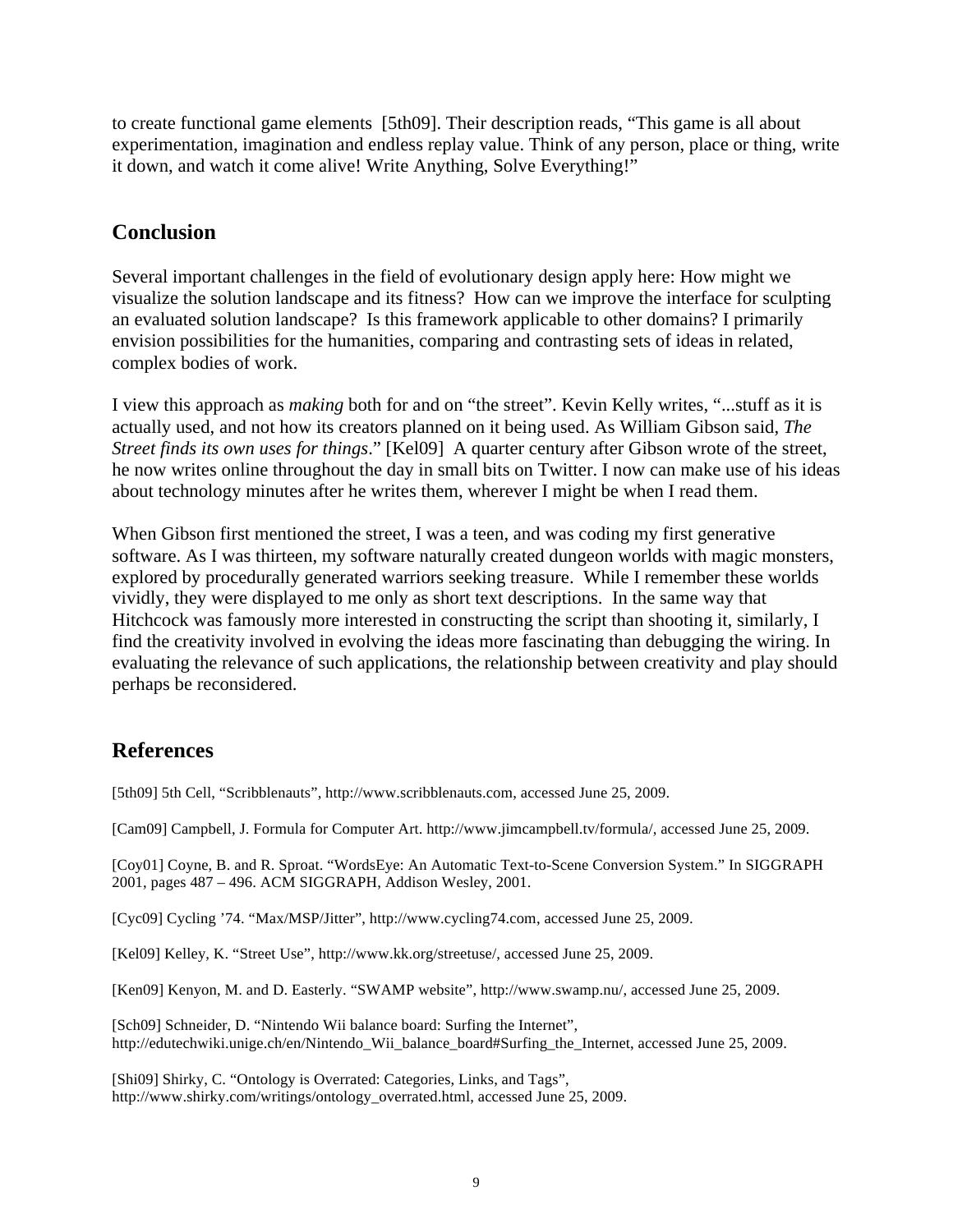to create functional game elements [5th09]. Their description reads, “This game is all about experimentation, imagination and endless replay value. Think of any person, place or thing, write it down, and watch it come alive! Write Anything, Solve Everything!”

## Conclusion

Several important challenges in the field of evolutionary design apply here: How might we visualize the solution landscape and its fitness? How can we improve the interface for sculpting an evaluated solution landscape? Is this framework applicable to other domains? I primarily envision possibilities for the humanities, comparing and contrasting sets of ideas in related, complex bodies of work.

I view this approach as *making* both for and on “the street”. Kevin Kelly writes, “...stuff as it is actually used, and not how its creators planned on it being used. As William Gibson said, *The Street finds its own uses for things*.” [Kel09] A quarter century after Gibson wrote of the street, he now writes online throughout the day in small bits on Twitter. I now can make use of his ideas about technology minutes after he writes them, wherever I might be when I read them.

When Gibson first mentioned the street, I was a teen, and was coding my first generative software. As I was thirteen, my software naturally created dungeon worlds with magic monsters, explored by procedurally generated warriors seeking treasure. While I remember these worlds vividly, they were displayed to me only as short text descriptions. In the same way that Hitchcock was famously more interested in constructing the script than shooting it, similarly, I find the creativity involved in evolving the ideas more fascinating than debugging the wiring. In evaluating the relevance of such applications, the relationship between creativity and play should perhaps be reconsidered.

## References

[5th09] 5th Cell, “Scribblenauts”, http://www.scribblenauts.com, accessed June 25, 2009.

[Cam09] Campbell, J. Formula for Computer Art. http://www.jimcampbell.tv/formula/, accessed June 25, 2009.

[Coy01] Coyne, B. and R. Sproat. “WordsEye: An Automatic Text-to-Scene Conversion System.” In SIGGRAPH 2001, pages 487 – 496. ACM SIGGRAPH, Addison Wesley, 2001.

[Cyc09] Cycling ’74. “Max/MSP/Jitter”, http://www.cycling74.com, accessed June 25, 2009.

[Kel09] Kelley, K. “Street Use”, http://www.kk.org/streetuse/, accessed June 25, 2009.

[Ken09] Kenyon, M. and D. Easterly. “SWAMP website”, http://www.swamp.nu/, accessed June 25, 2009.

[Sch09] Schneider, D. “Nintendo Wii balance board: Surfing the Internet”, http://edutechwiki.unige.ch/en/Nintendo_Wii_balance_board#Surfing_the_Internet, accessed June 25, 2009.

[Shi09] Shirky, C. “Ontology is Overrated: Categories, Links, and Tags”, http://www.shirky.com/writings/ontology_overrated.html, accessed June 25, 2009.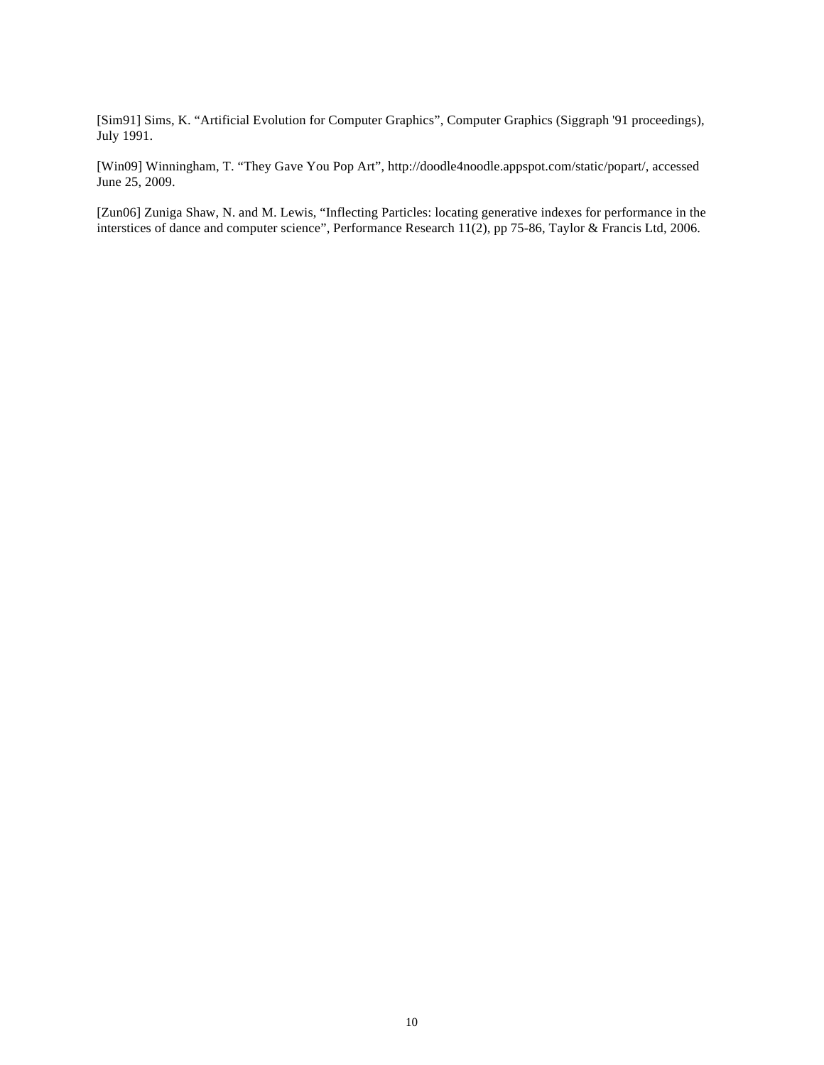[Sim91] Sims, K. “Artificial Evolution for Computer Graphics”, Computer Graphics (Siggraph '91 proceedings), July 1991.

[Win09] Winningham, T. “They Gave You Pop Art”, http://doodle4noodle.appspot.com/static/popart/, accessed June 25, 2009.

[Zun06] Zuniga Shaw, N. and M. Lewis, “Inflecting Particles: locating generative indexes for performance in the interstices of dance and computer science”, Performance Research 11(2), pp 75-86, Taylor & Francis Ltd, 2006.